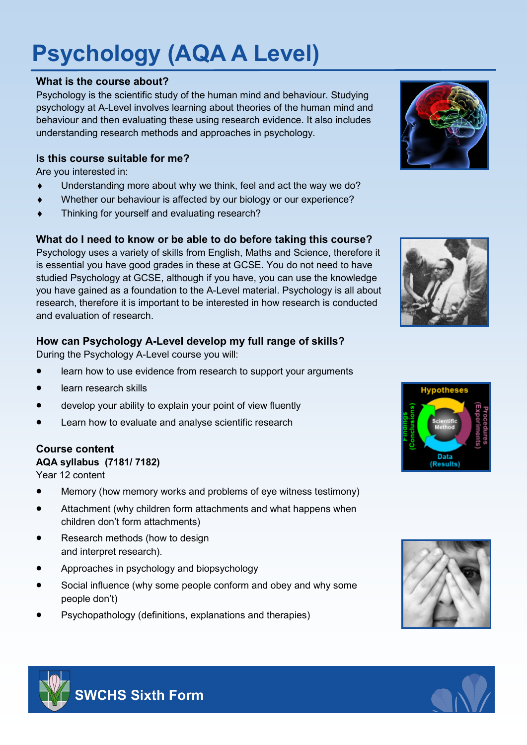# Psychology (AQA A Level)

### What is the course about?

Psychology is the scientific study of the human mind and behaviour. Studying psychology at A-Level involves learning about theories of the human mind and behaviour and then evaluating these using research evidence. It also includes understanding research methods and approaches in psychology.

### Is this course suitable for me?

Are you interested in:

- Understanding more about why we think, feel and act the way we do?
- Whether our behaviour is affected by our biology or our experience?
- Thinking for yourself and evaluating research?

### What do I need to know or be able to do before taking this course?

Psychology uses a variety of skills from English, Maths and Science, therefore it is essential you have good grades in these at GCSE. You do not need to have studied Psychology at GCSE, although if you have, you can use the knowledge you have gained as a foundation to the A-Level material. Psychology is all about research, therefore it is important to be interested in how research is conducted and evaluation of research.

### How can Psychology A-Level develop my full range of skills?

During the Psychology A-Level course you will:

- learn how to use evidence from research to support your arguments
- learn research skills
- develop your ability to explain your point of view fluently
- Learn how to evaluate and analyse scientific research

### Course content

**AQA syllabus (7181/ 7182)**

Year 12 content

- Memory (how memory works and problems of eye witness testimony)
- Attachment (why children form attachments and what happens when children don't form attachments)
- Research methods (how to design and interpret research).
- Approaches in psychology and biopsychology
- Social influence (why some people conform and obey and why some people don't)
- Psychopathology (definitions, explanations and therapies)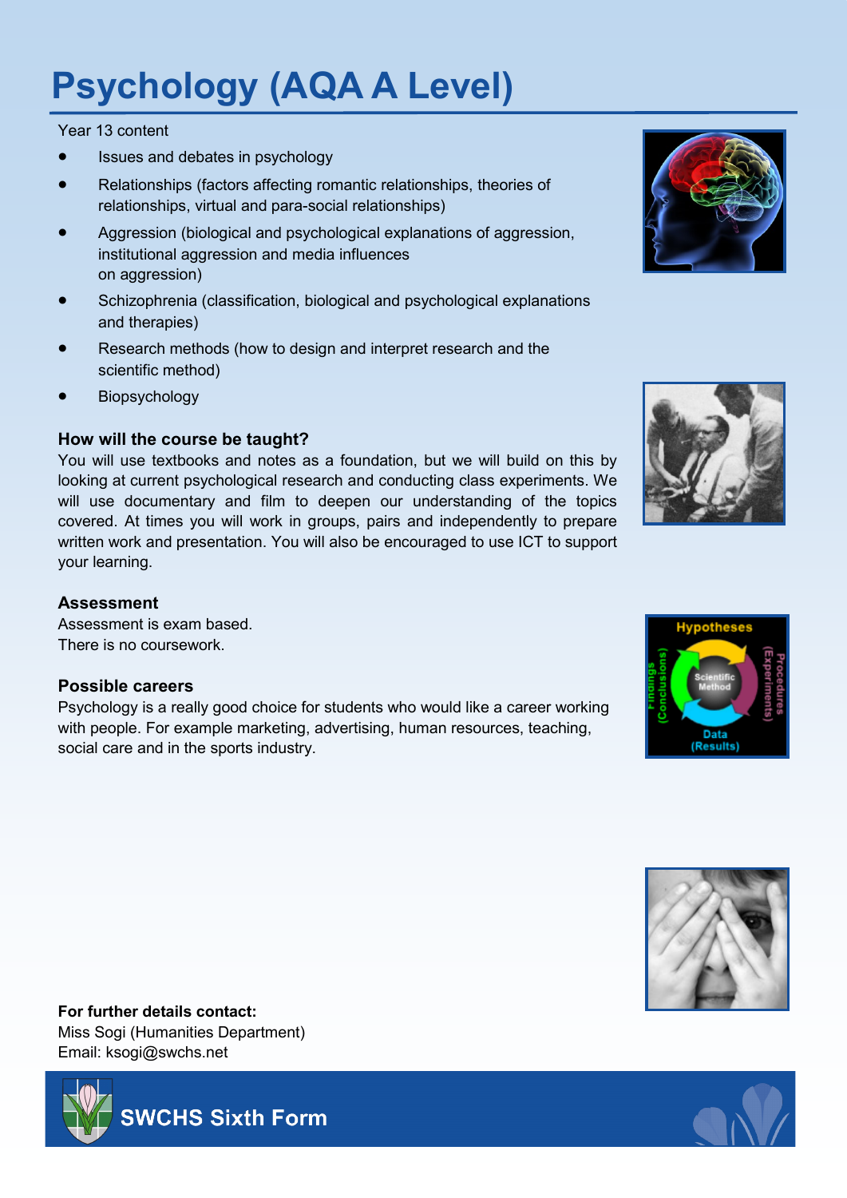# Psychology (AQA A Level)

Year 13 content

- Issues and debates in psychology
- Relationships (factors affecting romantic relationships, theories of relationships, virtual and para-social relationships)
- Aggression (biological and psychological explanations of aggression, institutional aggression and media influences on aggression)
- Schizophrenia (classification, biological and psychological explanations and therapies)
- Research methods (how to design and interpret research and the scientific method)
- Biopsychology

### How will the course be taught?

You will use textbooks and notes as a foundation, but we will build on this by looking at current psychological research and conducting class experiments. We will use documentary and film to deepen our understanding of the topics covered. At times you will work in groups, pairs and independently to prepare written work and presentation. You will also be encouraged to use ICT to support your learning.

### Assessment

Assessment is exam based.
There is no coursework.

### Possible careers

Psychology is a really good choice for students who would like a career working with people. For example marketing, advertising, human resources, teaching, social care and in the sports industry.

**For further details contact:**
Miss Sogi (Humanities Department)
Email: ksogi@swchs.net

SWCHS Sixth Form